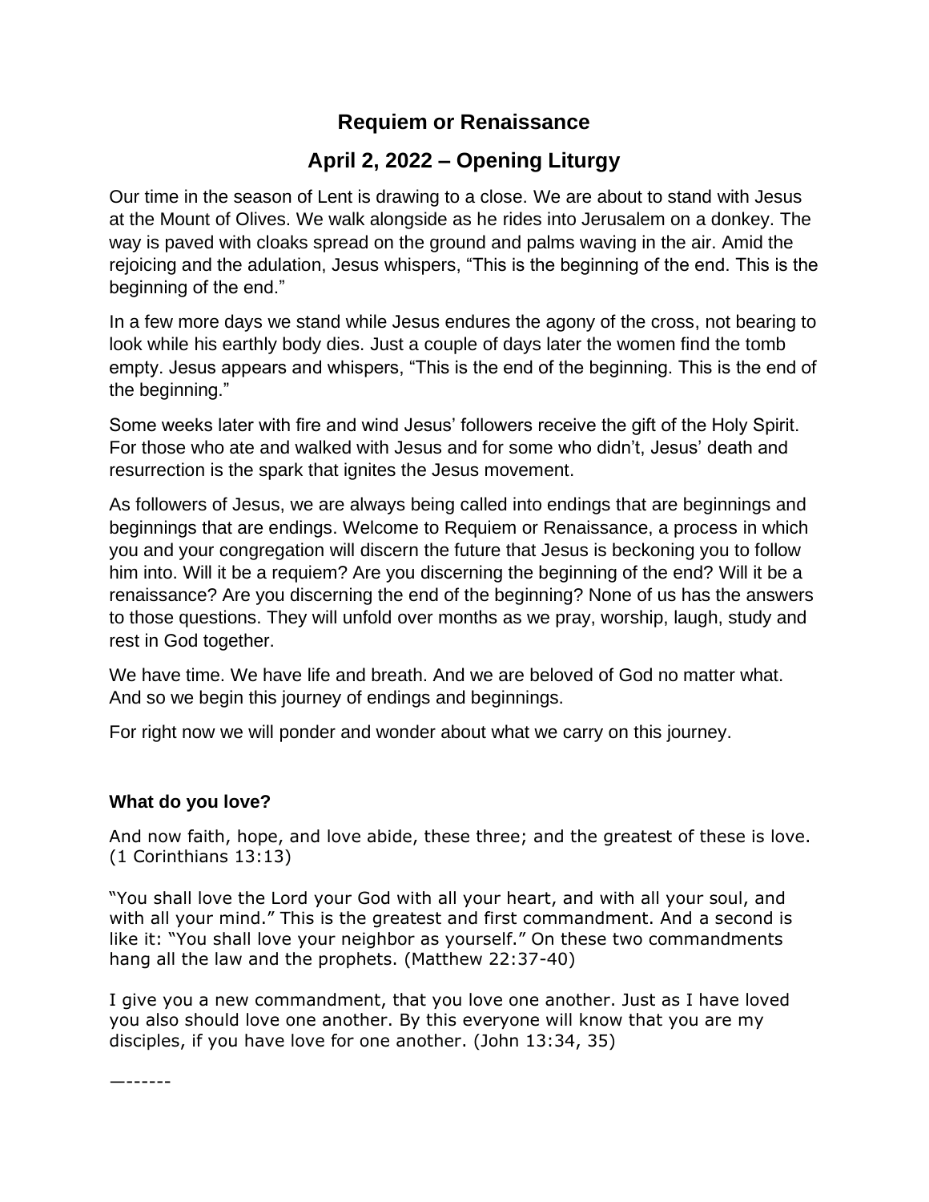# Requiem or Renaissance

## April 2, 2022 – Opening Liturgy

Our time in the season of Lent is drawing to a close. We are about to stand with Jesus at the Mount of Olives. We walk alongside as he rides into Jerusalem on a donkey. The way is paved with cloaks spread on the ground and palms waving in the air. Amid the rejoicing and the adulation, Jesus whispers, "This is the beginning of the end. This is the beginning of the end."

In a few more days we stand while Jesus endures the agony of the cross, not bearing to look while his earthly body dies. Just a couple of days later the women find the tomb empty. Jesus appears and whispers, "This is the end of the beginning. This is the end of the beginning."

Some weeks later with fire and wind Jesus' followers receive the gift of the Holy Spirit. For those who ate and walked with Jesus and for some who didn't, Jesus' death and resurrection is the spark that ignites the Jesus movement.

As followers of Jesus, we are always being called into endings that are beginnings and beginnings that are endings. Welcome to Requiem or Renaissance, a process in which you and your congregation will discern the future that Jesus is beckoning you to follow him into. Will it be a requiem? Are you discerning the beginning of the end? Will it be a renaissance? Are you discerning the end of the beginning? None of us has the answers to those questions. They will unfold over months as we pray, worship, laugh, study and rest in God together.

We have time. We have life and breath. And we are beloved of God no matter what. And so we begin this journey of endings and beginnings.

For right now we will ponder and wonder about what we carry on this journey.

**What do you love?**

And now faith, hope, and love abide, these three; and the greatest of these is love. (1 Corinthians 13:13)

"You shall love the Lord your God with all your heart, and with all your soul, and with all your mind." This is the greatest and first commandment. And a second is like it: "You shall love your neighbor as yourself." On these two commandments hang all the law and the prophets. (Matthew 22:37-40)

I give you a new commandment, that you love one another. Just as I have loved you also should love one another. By this everyone will know that you are my disciples, if you have love for one another. (John 13:34, 35)

—-------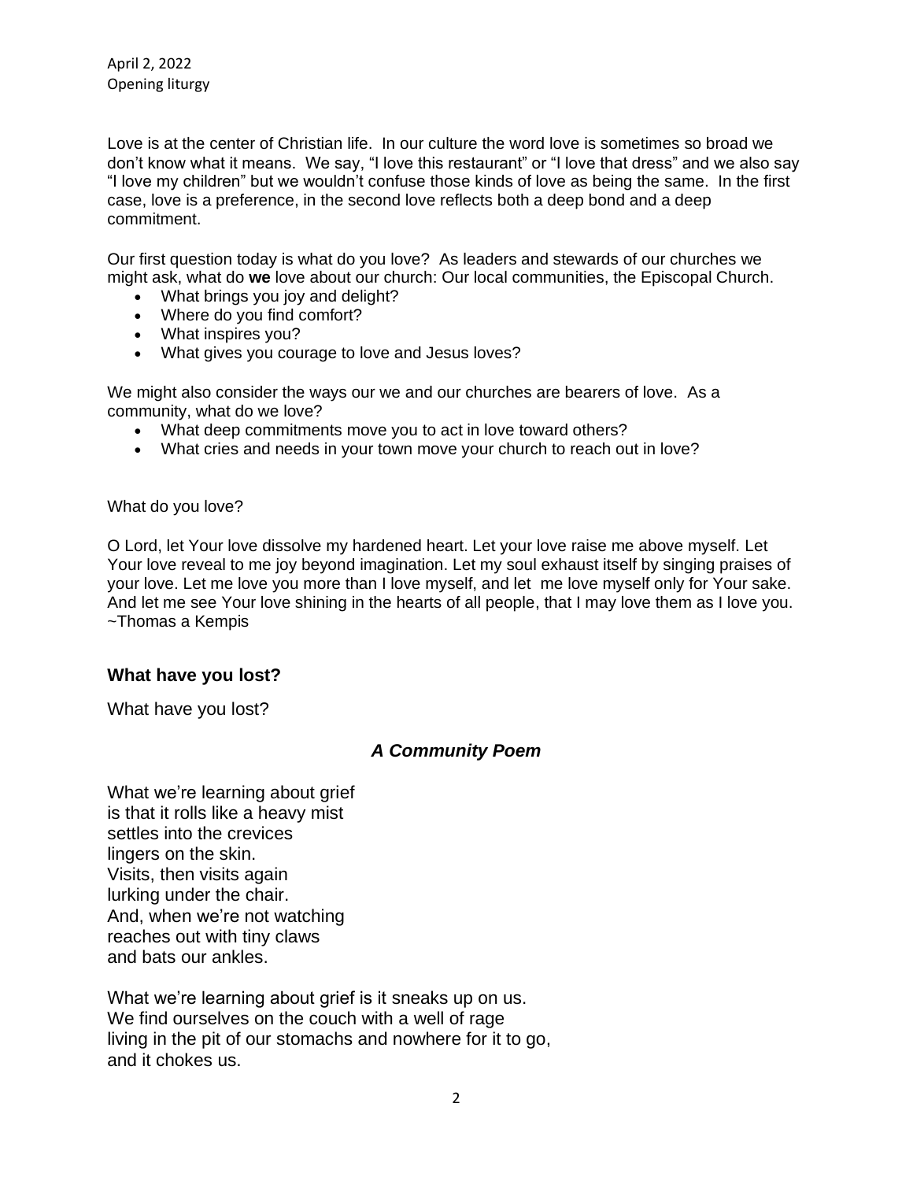April 2, 2022
Opening liturgy

Love is at the center of Christian life. In our culture the word love is sometimes so broad we don't know what it means. We say, "I love this restaurant" or "I love that dress" and we also say "I love my children" but we wouldn't confuse those kinds of love as being the same. In the first case, love is a preference, in the second love reflects both a deep bond and a deep commitment.

Our first question today is what do you love? As leaders and stewards of our churches we might ask, what do **we** love about our church: Our local communities, the Episcopal Church.

- What brings you joy and delight?
- Where do you find comfort?
- What inspires you?
- What gives you courage to love and Jesus loves?

We might also consider the ways our we and our churches are bearers of love. As a community, what do we love?

- What deep commitments move you to act in love toward others?
- What cries and needs in your town move your church to reach out in love?

What do you love?

O Lord, let Your love dissolve my hardened heart. Let your love raise me above myself. Let Your love reveal to me joy beyond imagination. Let my soul exhaust itself by singing praises of your love. Let me love you more than I love myself, and let me love myself only for Your sake. And let me see Your love shining in the hearts of all people, that I may love them as I love you.
~Thomas a Kempis

## What have you lost?

What have you lost?

### *A Community Poem*

What we're learning about grief
is that it rolls like a heavy mist
settles into the crevices
lingers on the skin.
Visits, then visits again
lurking under the chair.
And, when we're not watching
reaches out with tiny claws
and bats our ankles.

What we're learning about grief is it sneaks up on us.
We find ourselves on the couch with a well of rage
living in the pit of our stomachs and nowhere for it to go,
and it chokes us.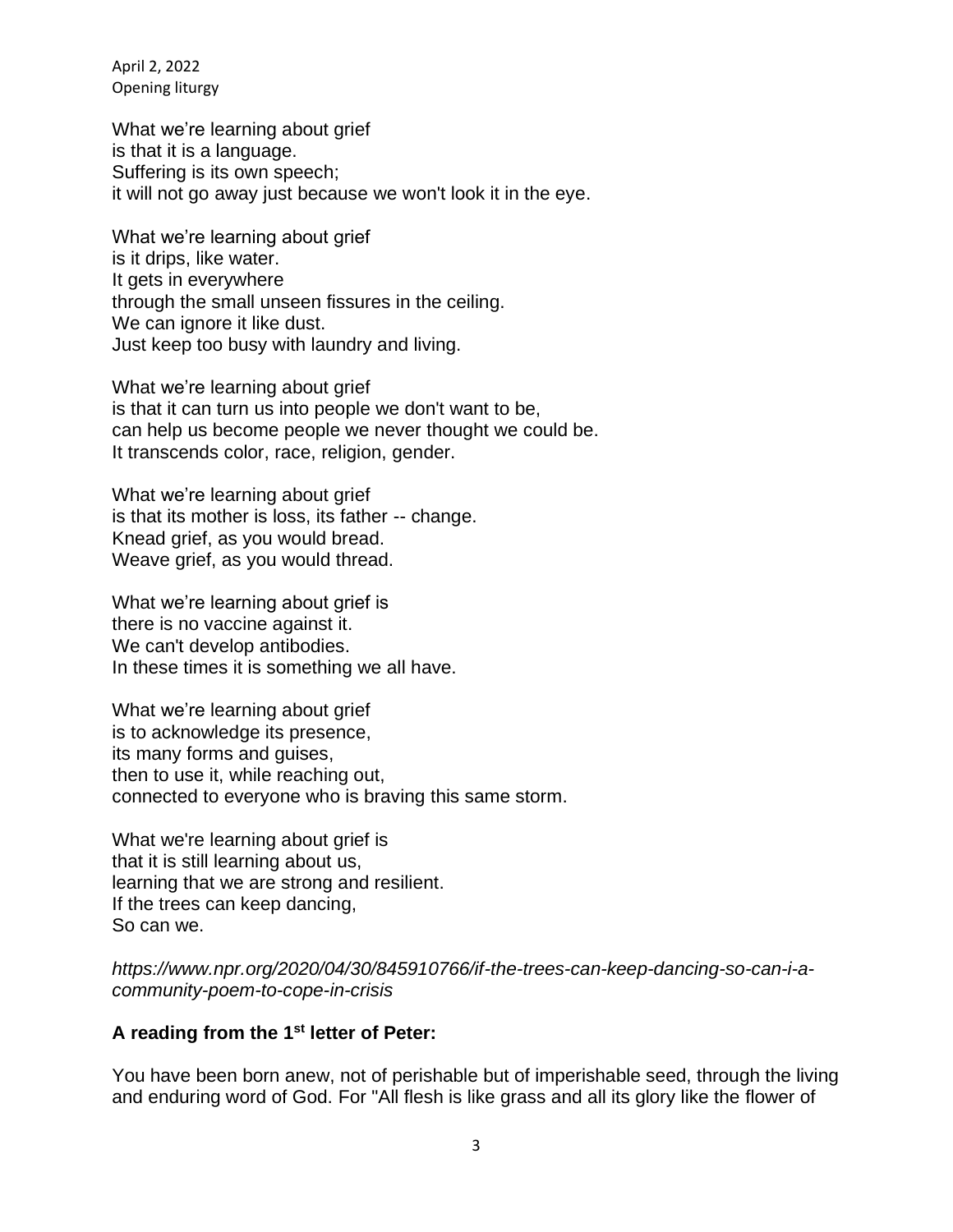April 2, 2022
Opening liturgy

What we're learning about grief
is that it is a language.
Suffering is its own speech;
it will not go away just because we won't look it in the eye.

What we're learning about grief
is it drips, like water.
It gets in everywhere
through the small unseen fissures in the ceiling.
We can ignore it like dust.
Just keep too busy with laundry and living.

What we're learning about grief
is that it can turn us into people we don't want to be,
can help us become people we never thought we could be.
It transcends color, race, religion, gender.

What we're learning about grief
is that its mother is loss, its father -- change.
Knead grief, as you would bread.
Weave grief, as you would thread.

What we're learning about grief is
there is no vaccine against it.
We can't develop antibodies.
In these times it is something we all have.

What we're learning about grief
is to acknowledge its presence,
its many forms and guises,
then to use it, while reaching out,
connected to everyone who is braving this same storm.

What we're learning about grief is
that it is still learning about us,
learning that we are strong and resilient.
If the trees can keep dancing,
So can we.

*https://www.npr.org/2020/04/30/845910766/if-the-trees-can-keep-dancing-so-can-i-a-community-poem-to-cope-in-crisis*

**A reading from the 1st letter of Peter:**

You have been born anew, not of perishable but of imperishable seed, through the living and enduring word of God. For "All flesh is like grass and all its glory like the flower of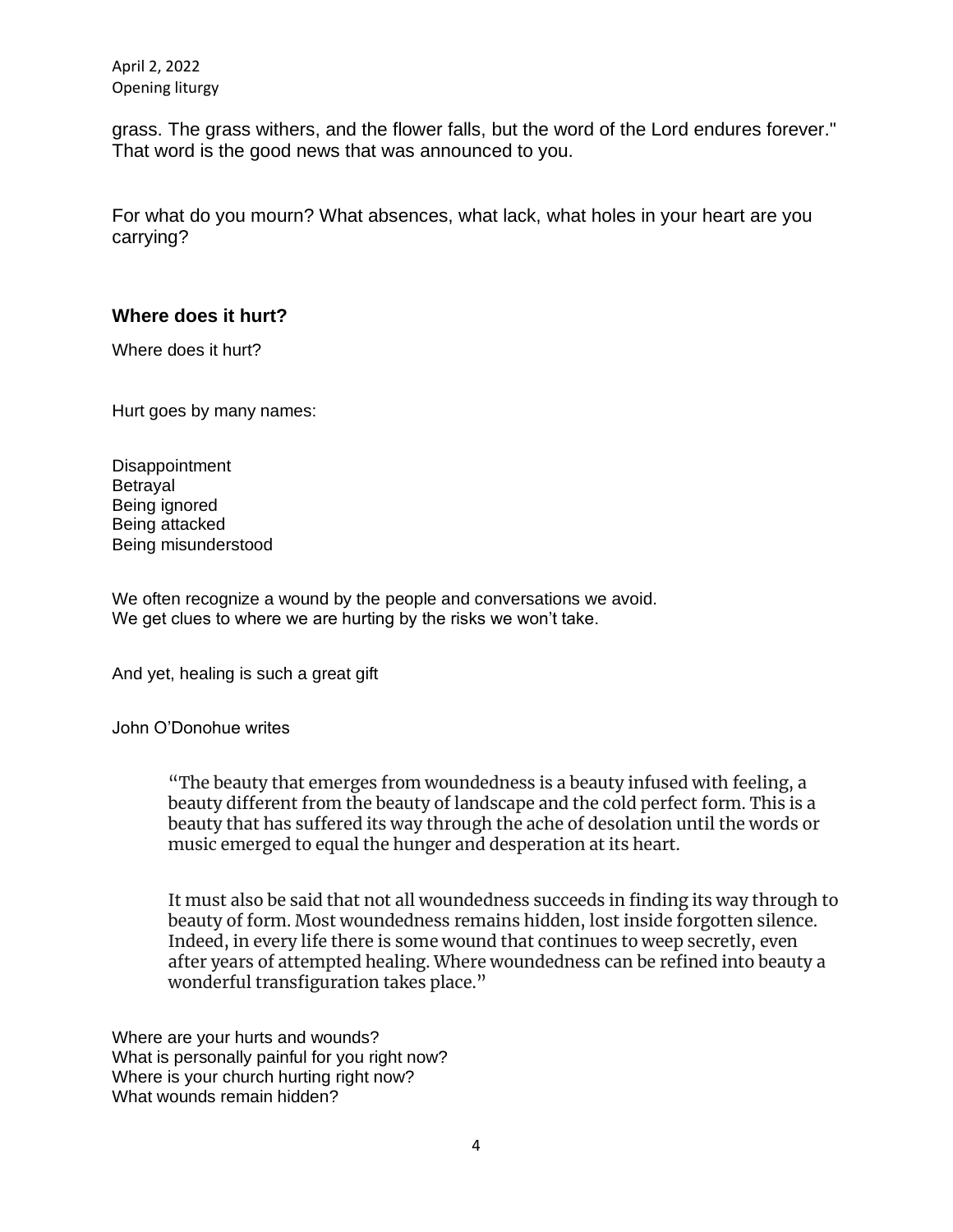grass. The grass withers, and the flower falls, but the word of the Lord endures forever." That word is the good news that was announced to you.

For what do you mourn? What absences, what lack, what holes in your heart are you carrying?

### Where does it hurt?

Where does it hurt?

Hurt goes by many names:

Disappointment
Betrayal
Being ignored
Being attacked
Being misunderstood

We often recognize a wound by the people and conversations we avoid.
We get clues to where we are hurting by the risks we won't take.

And yet, healing is such a great gift

John O'Donohue writes

> "The beauty that emerges from woundedness is a beauty infused with feeling, a beauty different from the beauty of landscape and the cold perfect form. This is a beauty that has suffered its way through the ache of desolation until the words or music emerged to equal the hunger and desperation at its heart.
>
> It must also be said that not all woundedness succeeds in finding its way through to beauty of form. Most woundedness remains hidden, lost inside forgotten silence. Indeed, in every life there is some wound that continues to weep secretly, even after years of attempted healing. Where woundedness can be refined into beauty a wonderful transfiguration takes place."

Where are your hurts and wounds?
What is personally painful for you right now?
Where is your church hurting right now?
What wounds remain hidden?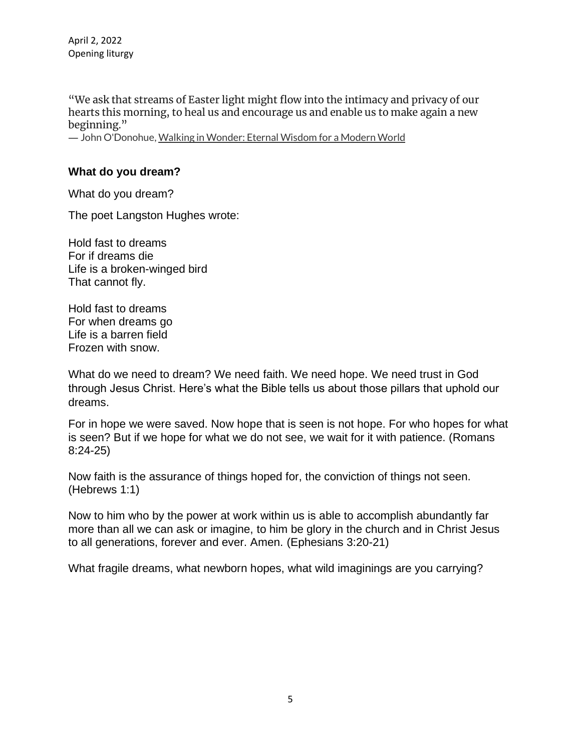April 2, 2022
Opening liturgy

"We ask that streams of Easter light might flow into the intimacy and privacy of our hearts this morning, to heal us and encourage us and enable us to make again a new beginning."
— John O'Donohue, Walking in Wonder: Eternal Wisdom for a Modern World

### What do you dream?

What do you dream?

The poet Langston Hughes wrote:

Hold fast to dreams
For if dreams die
Life is a broken-winged bird
That cannot fly.

Hold fast to dreams
For when dreams go
Life is a barren field
Frozen with snow.

What do we need to dream? We need faith. We need hope. We need trust in God through Jesus Christ. Here's what the Bible tells us about those pillars that uphold our dreams.

For in hope we were saved. Now hope that is seen is not hope. For who hopes for what is seen? But if we hope for what we do not see, we wait for it with patience. (Romans 8:24-25)

Now faith is the assurance of things hoped for, the conviction of things not seen. (Hebrews 1:1)

Now to him who by the power at work within us is able to accomplish abundantly far more than all we can ask or imagine, to him be glory in the church and in Christ Jesus to all generations, forever and ever. Amen. (Ephesians 3:20-21)

What fragile dreams, what newborn hopes, what wild imaginings are you carrying?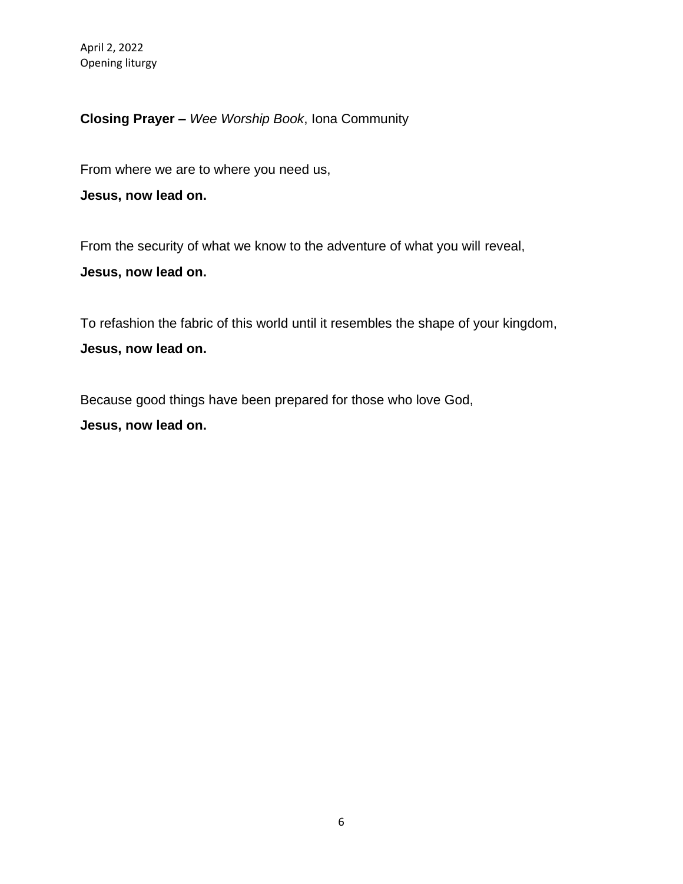**Closing Prayer –** *Wee Worship Book*, Iona Community

From where we are to where you need us,

**Jesus, now lead on.**

From the security of what we know to the adventure of what you will reveal,

**Jesus, now lead on.**

To refashion the fabric of this world until it resembles the shape of your kingdom,

**Jesus, now lead on.**

Because good things have been prepared for those who love God,

**Jesus, now lead on.**